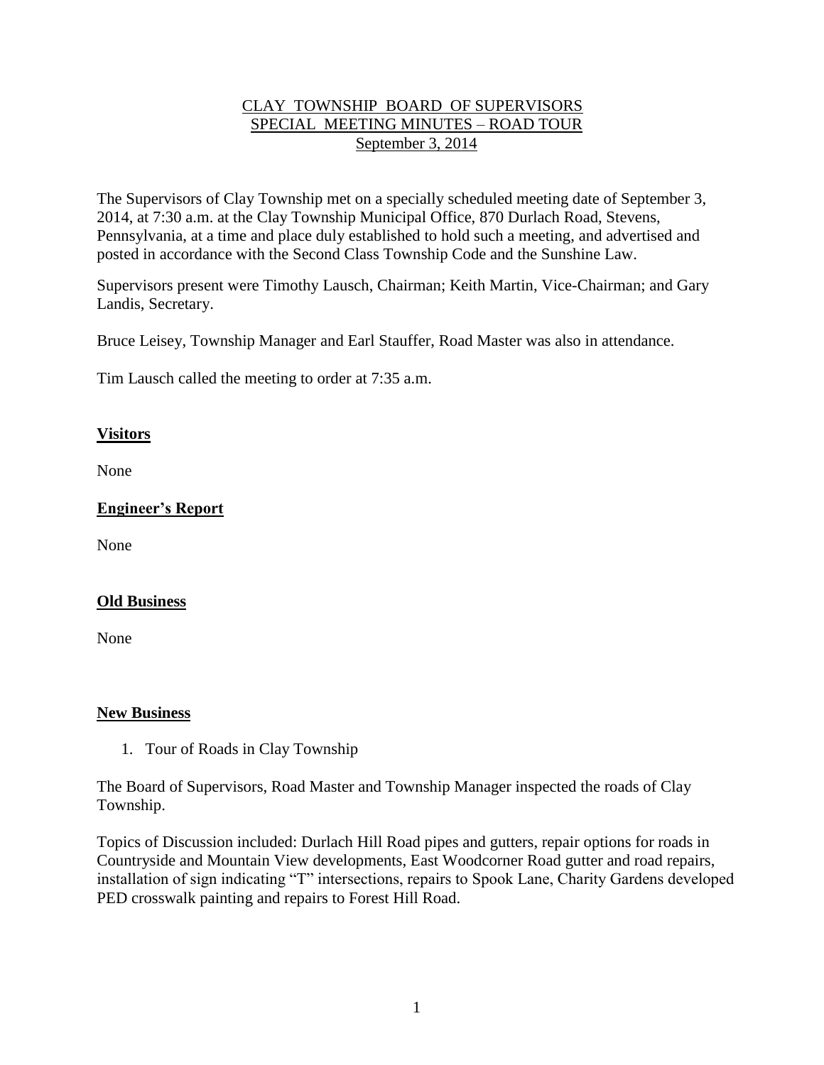# CLAY TOWNSHIP BOARD OF SUPERVISORS
## SPECIAL MEETING MINUTES – ROAD TOUR
### September 3, 2014

The Supervisors of Clay Township met on a specially scheduled meeting date of September 3, 2014, at 7:30 a.m. at the Clay Township Municipal Office, 870 Durlach Road, Stevens, Pennsylvania, at a time and place duly established to hold such a meeting, and advertised and posted in accordance with the Second Class Township Code and the Sunshine Law.

Supervisors present were Timothy Lausch, Chairman; Keith Martin, Vice-Chairman; and Gary Landis, Secretary.

Bruce Leisey, Township Manager and Earl Stauffer, Road Master was also in attendance.

Tim Lausch called the meeting to order at 7:35 a.m.

**Visitors**

None

**Engineer's Report**

None

**Old Business**

None

**New Business**

1. Tour of Roads in Clay Township

The Board of Supervisors, Road Master and Township Manager inspected the roads of Clay Township.

Topics of Discussion included: Durlach Hill Road pipes and gutters, repair options for roads in Countryside and Mountain View developments, East Woodcorner Road gutter and road repairs, installation of sign indicating "T" intersections, repairs to Spook Lane, Charity Gardens developed PED crosswalk painting and repairs to Forest Hill Road.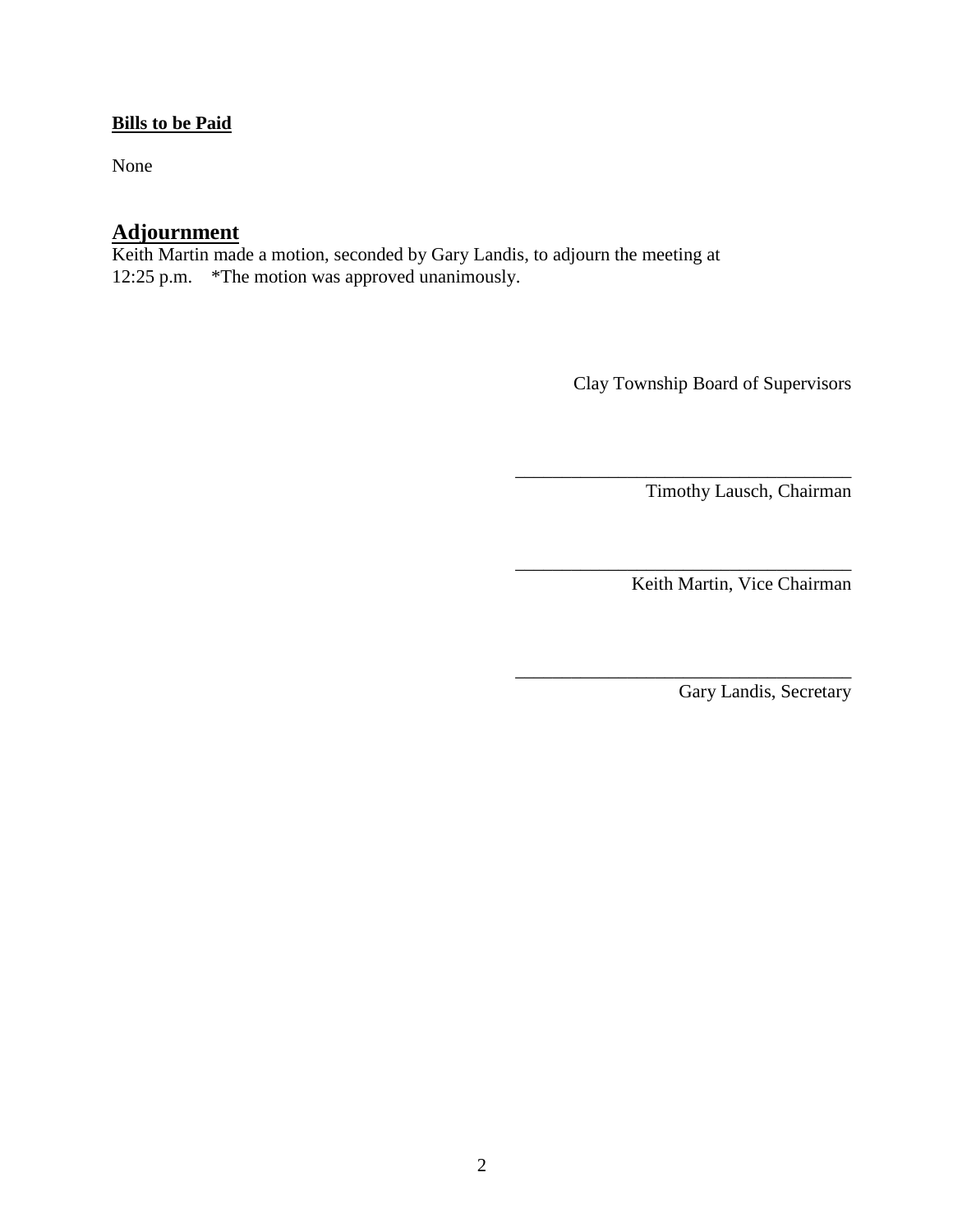**Bills to be Paid**

None

## Adjournment

Keith Martin made a motion, seconded by Gary Landis, to adjourn the meeting at 12:25 p.m. *The motion was approved unanimously.

Clay Township Board of Supervisors

\_\_\_\_\_\_\_\_\_\_\_\_\_\_\_\_\_\_\_\_\_\_\_\_\_\_\_\_\_\_\_\_\_\_\_\_
Timothy Lausch, Chairman

\_\_\_\_\_\_\_\_\_\_\_\_\_\_\_\_\_\_\_\_\_\_\_\_\_\_\_\_\_\_\_\_\_\_\_\_
Keith Martin, Vice Chairman

\_\_\_\_\_\_\_\_\_\_\_\_\_\_\_\_\_\_\_\_\_\_\_\_\_\_\_\_\_\_\_\_\_\_\_\_
Gary Landis, Secretary